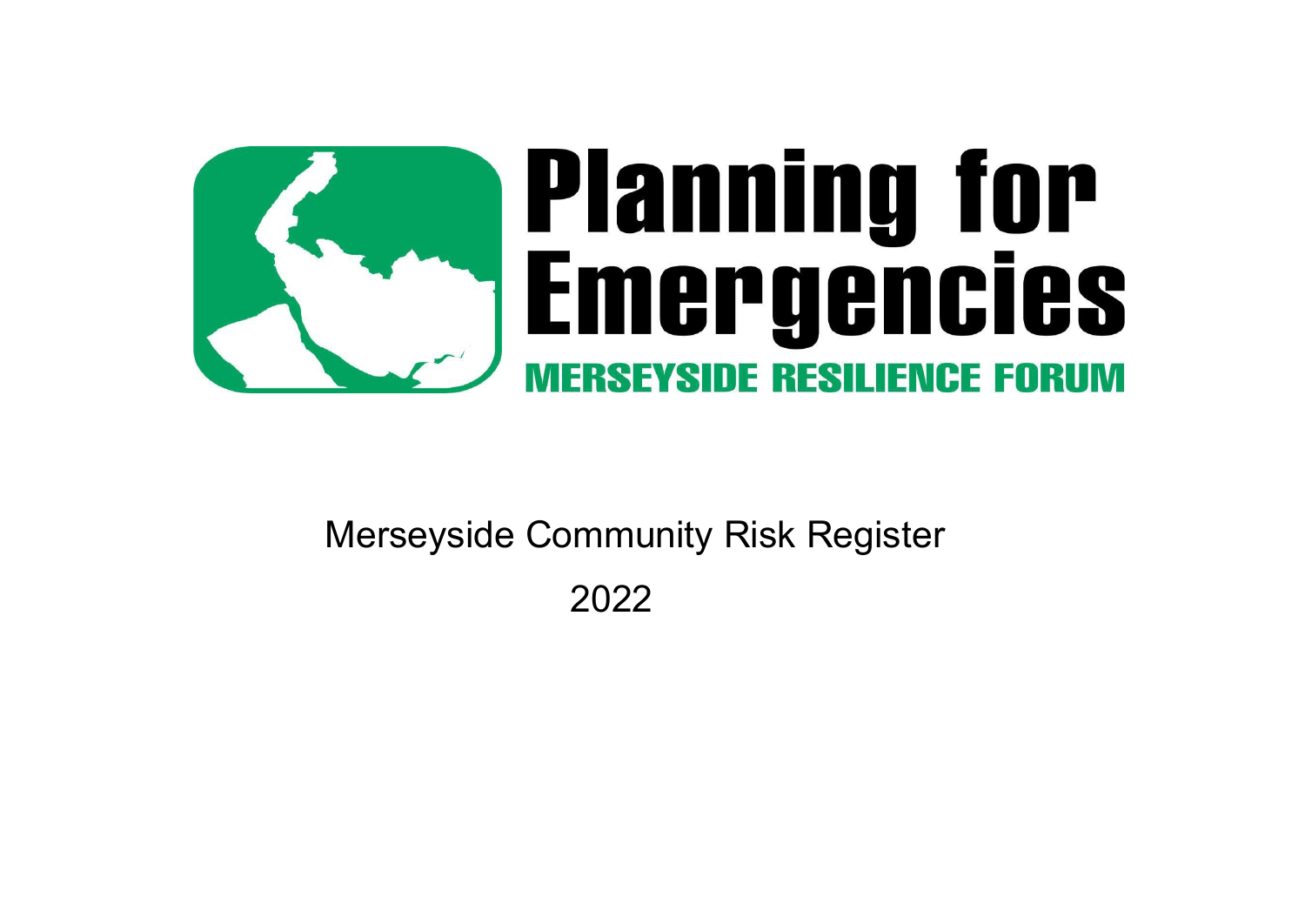# Planning for Emergencies

**MERSEYSIDE RESILIENCE FORUM**

Merseyside Community Risk Register

2022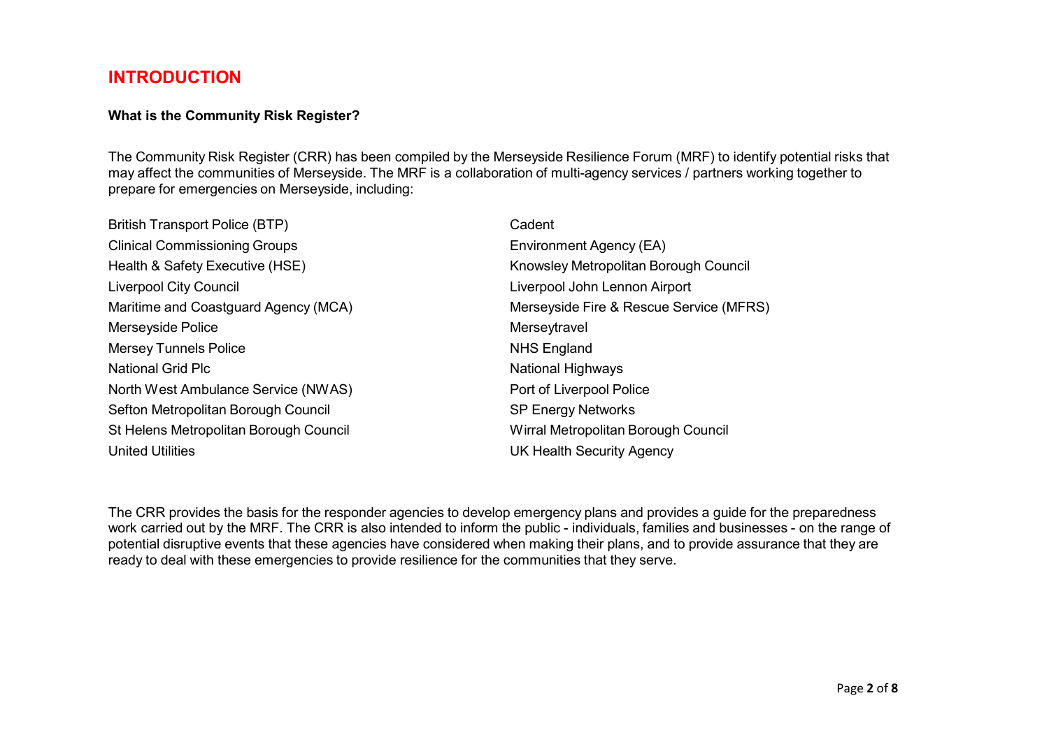# INTRODUCTION

**What is the Community Risk Register?**

The Community Risk Register (CRR) has been compiled by the Merseyside Resilience Forum (MRF) to identify potential risks that may affect the communities of Merseyside. The MRF is a collaboration of multi-agency services / partners working together to prepare for emergencies on Merseyside, including:

- British Transport Police (BTP)
- Cadent
- Clinical Commissioning Groups
- Environment Agency (EA)
- Health & Safety Executive (HSE)
- Knowsley Metropolitan Borough Council
- Liverpool City Council
- Liverpool John Lennon Airport
- Maritime and Coastguard Agency (MCA)
- Merseyside Fire & Rescue Service (MFRS)
- Merseyside Police
- Merseytravel
- Mersey Tunnels Police
- NHS England
- National Grid Plc
- National Highways
- North West Ambulance Service (NWAS)
- Port of Liverpool Police
- Sefton Metropolitan Borough Council
- SP Energy Networks
- St Helens Metropolitan Borough Council
- Wirral Metropolitan Borough Council
- United Utilities
- UK Health Security Agency

The CRR provides the basis for the responder agencies to develop emergency plans and provides a guide for the preparedness work carried out by the MRF. The CRR is also intended to inform the public - individuals, families and businesses - on the range of potential disruptive events that these agencies have considered when making their plans, and to provide assurance that they are ready to deal with these emergencies to provide resilience for the communities that they serve.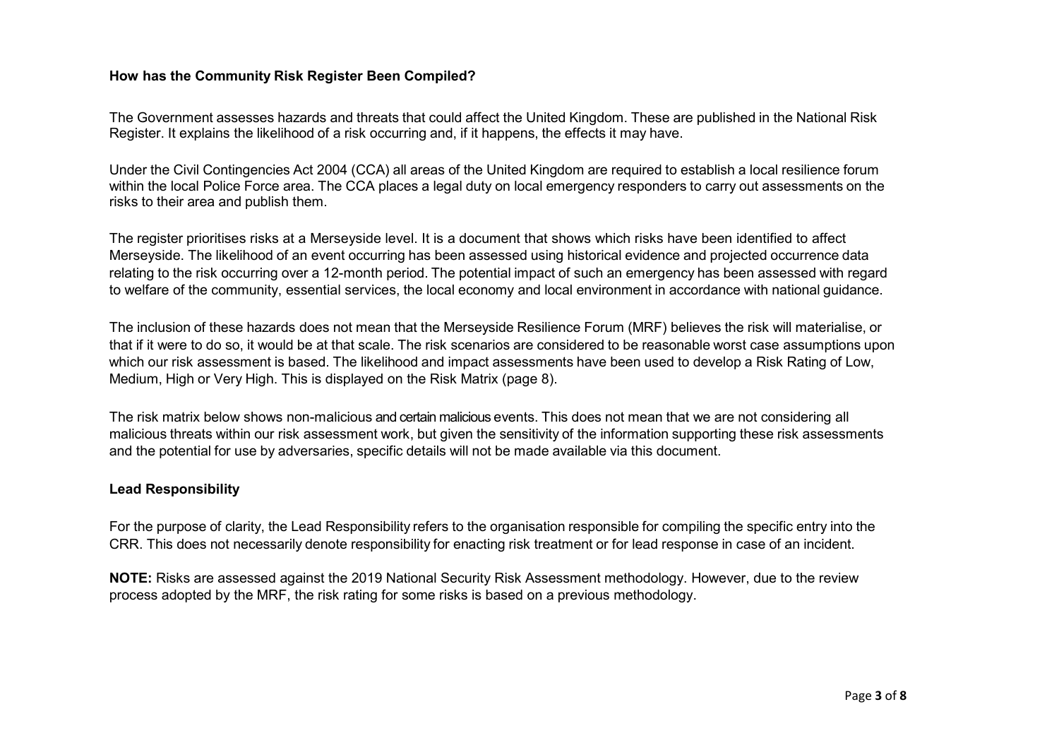**How has the Community Risk Register Been Compiled?**

The Government assesses hazards and threats that could affect the United Kingdom. These are published in the National Risk Register. It explains the likelihood of a risk occurring and, if it happens, the effects it may have.

Under the Civil Contingencies Act 2004 (CCA) all areas of the United Kingdom are required to establish a local resilience forum within the local Police Force area. The CCA places a legal duty on local emergency responders to carry out assessments on the risks to their area and publish them.

The register prioritises risks at a Merseyside level. It is a document that shows which risks have been identified to affect Merseyside. The likelihood of an event occurring has been assessed using historical evidence and projected occurrence data relating to the risk occurring over a 12-month period. The potential impact of such an emergency has been assessed with regard to welfare of the community, essential services, the local economy and local environment in accordance with national guidance.

The inclusion of these hazards does not mean that the Merseyside Resilience Forum (MRF) believes the risk will materialise, or that if it were to do so, it would be at that scale. The risk scenarios are considered to be reasonable worst case assumptions upon which our risk assessment is based. The likelihood and impact assessments have been used to develop a Risk Rating of Low, Medium, High or Very High. This is displayed on the Risk Matrix (page 8).

The risk matrix below shows non-malicious and certain malicious events. This does not mean that we are not considering all malicious threats within our risk assessment work, but given the sensitivity of the information supporting these risk assessments and the potential for use by adversaries, specific details will not be made available via this document.

**Lead Responsibility**

For the purpose of clarity, the Lead Responsibility refers to the organisation responsible for compiling the specific entry into the CRR. This does not necessarily denote responsibility for enacting risk treatment or for lead response in case of an incident.

**NOTE:** Risks are assessed against the 2019 National Security Risk Assessment methodology. However, due to the review process adopted by the MRF, the risk rating for some risks is based on a previous methodology.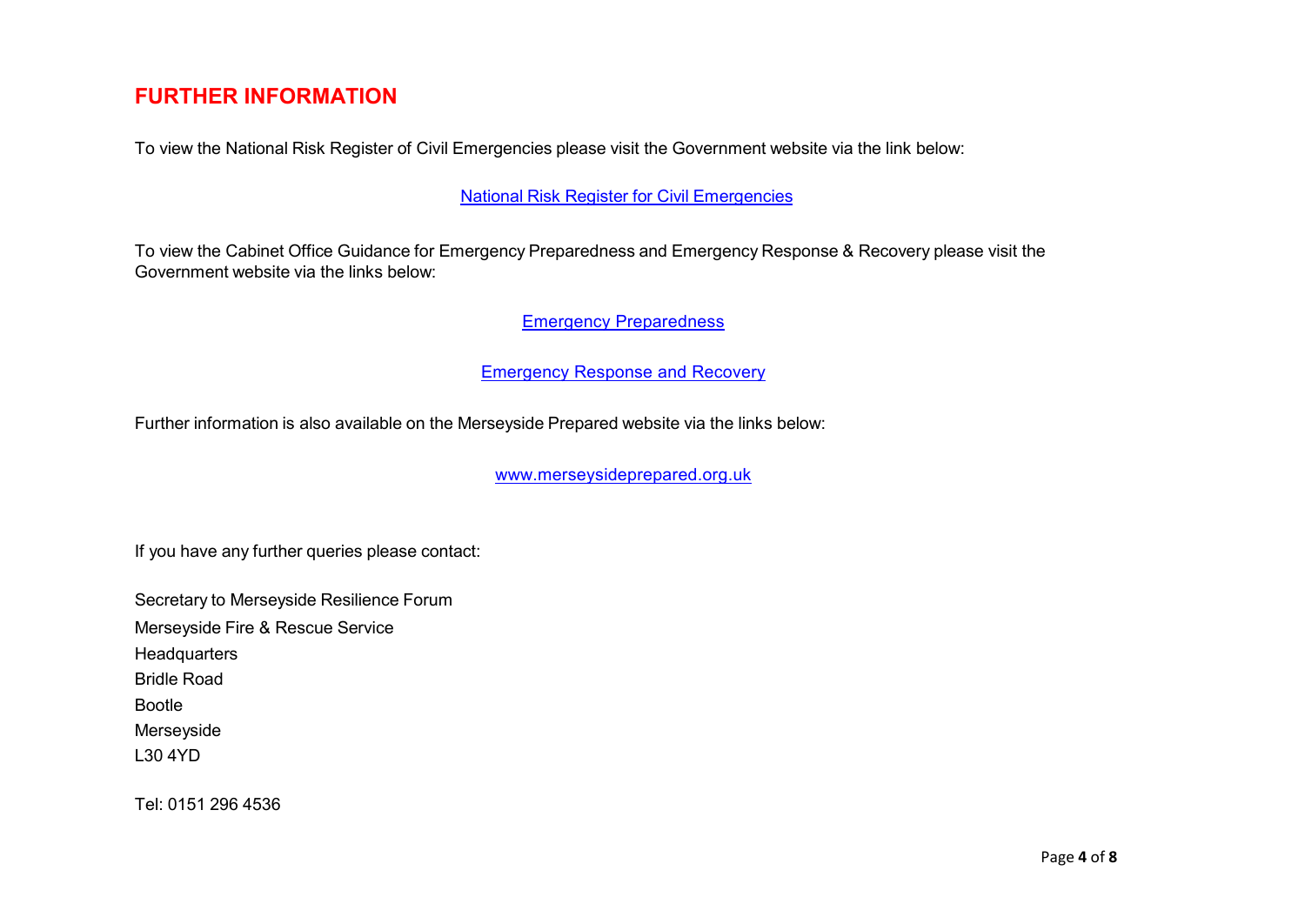## FURTHER INFORMATION

To view the National Risk Register of Civil Emergencies please visit the Government website via the link below:

National Risk Register for Civil Emergencies

To view the Cabinet Office Guidance for Emergency Preparedness and Emergency Response & Recovery please visit the Government website via the links below:

Emergency Preparedness

Emergency Response and Recovery

Further information is also available on the Merseyside Prepared website via the links below:

www.merseysideprepared.org.uk

If you have any further queries please contact:

Secretary to Merseyside Resilience Forum
Merseyside Fire & Rescue Service
Headquarters
Bridle Road
Bootle
Merseyside
L30 4YD

Tel: 0151 296 4536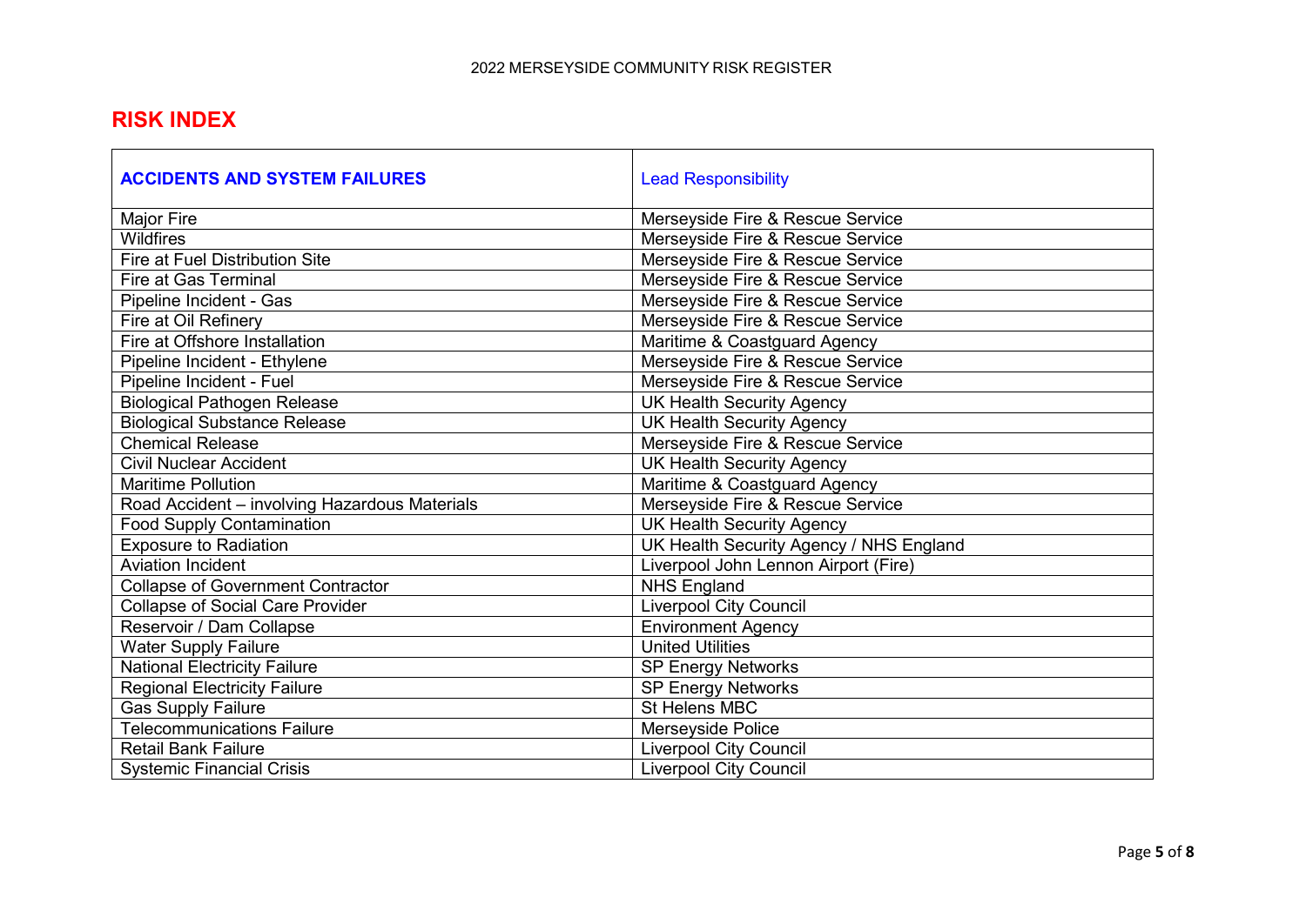## RISK INDEX

| ACCIDENTS AND SYSTEM FAILURES | Lead Responsibility |
|---|---|
| Major Fire | Merseyside Fire & Rescue Service |
| Wildfires | Merseyside Fire & Rescue Service |
| Fire at Fuel Distribution Site | Merseyside Fire & Rescue Service |
| Fire at Gas Terminal | Merseyside Fire & Rescue Service |
| Pipeline Incident - Gas | Merseyside Fire & Rescue Service |
| Fire at Oil Refinery | Merseyside Fire & Rescue Service |
| Fire at Offshore Installation | Maritime & Coastguard Agency |
| Pipeline Incident - Ethylene | Merseyside Fire & Rescue Service |
| Pipeline Incident - Fuel | Merseyside Fire & Rescue Service |
| Biological Pathogen Release | UK Health Security Agency |
| Biological Substance Release | UK Health Security Agency |
| Chemical Release | Merseyside Fire & Rescue Service |
| Civil Nuclear Accident | UK Health Security Agency |
| Maritime Pollution | Maritime & Coastguard Agency |
| Road Accident – involving Hazardous Materials | Merseyside Fire & Rescue Service |
| Food Supply Contamination | UK Health Security Agency |
| Exposure to Radiation | UK Health Security Agency / NHS England |
| Aviation Incident | Liverpool John Lennon Airport (Fire) |
| Collapse of Government Contractor | NHS England |
| Collapse of Social Care Provider | Liverpool City Council |
| Reservoir / Dam Collapse | Environment Agency |
| Water Supply Failure | United Utilities |
| National Electricity Failure | SP Energy Networks |
| Regional Electricity Failure | SP Energy Networks |
| Gas Supply Failure | St Helens MBC |
| Telecommunications Failure | Merseyside Police |
| Retail Bank Failure | Liverpool City Council |
| Systemic Financial Crisis | Liverpool City Council |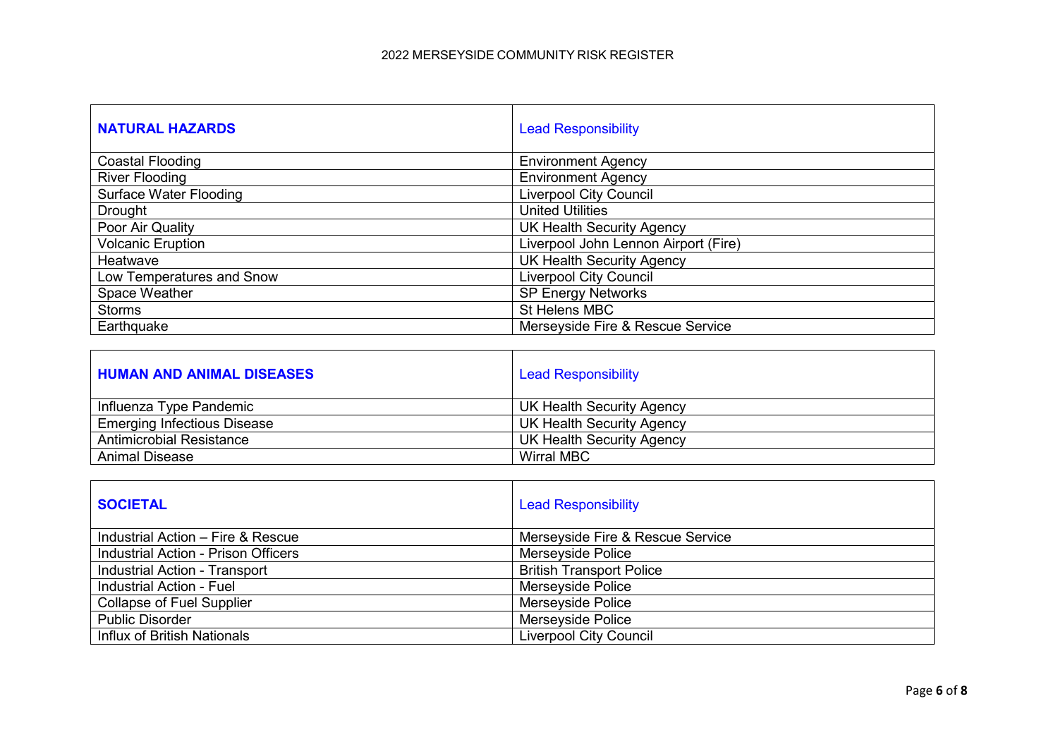| NATURAL HAZARDS | Lead Responsibility |
|---|---|
| Coastal Flooding | Environment Agency |
| River Flooding | Environment Agency |
| Surface Water Flooding | Liverpool City Council |
| Drought | United Utilities |
| Poor Air Quality | UK Health Security Agency |
| Volcanic Eruption | Liverpool John Lennon Airport (Fire) |
| Heatwave | UK Health Security Agency |
| Low Temperatures and Snow | Liverpool City Council |
| Space Weather | SP Energy Networks |
| Storms | St Helens MBC |
| Earthquake | Merseyside Fire & Rescue Service |

| HUMAN AND ANIMAL DISEASES | Lead Responsibility |
|---|---|
| Influenza Type Pandemic | UK Health Security Agency |
| Emerging Infectious Disease | UK Health Security Agency |
| Antimicrobial Resistance | UK Health Security Agency |
| Animal Disease | Wirral MBC |

| SOCIETAL | Lead Responsibility |
|---|---|
| Industrial Action – Fire & Rescue | Merseyside Fire & Rescue Service |
| Industrial Action - Prison Officers | Merseyside Police |
| Industrial Action - Transport | British Transport Police |
| Industrial Action - Fuel | Merseyside Police |
| Collapse of Fuel Supplier | Merseyside Police |
| Public Disorder | Merseyside Police |
| Influx of British Nationals | Liverpool City Council |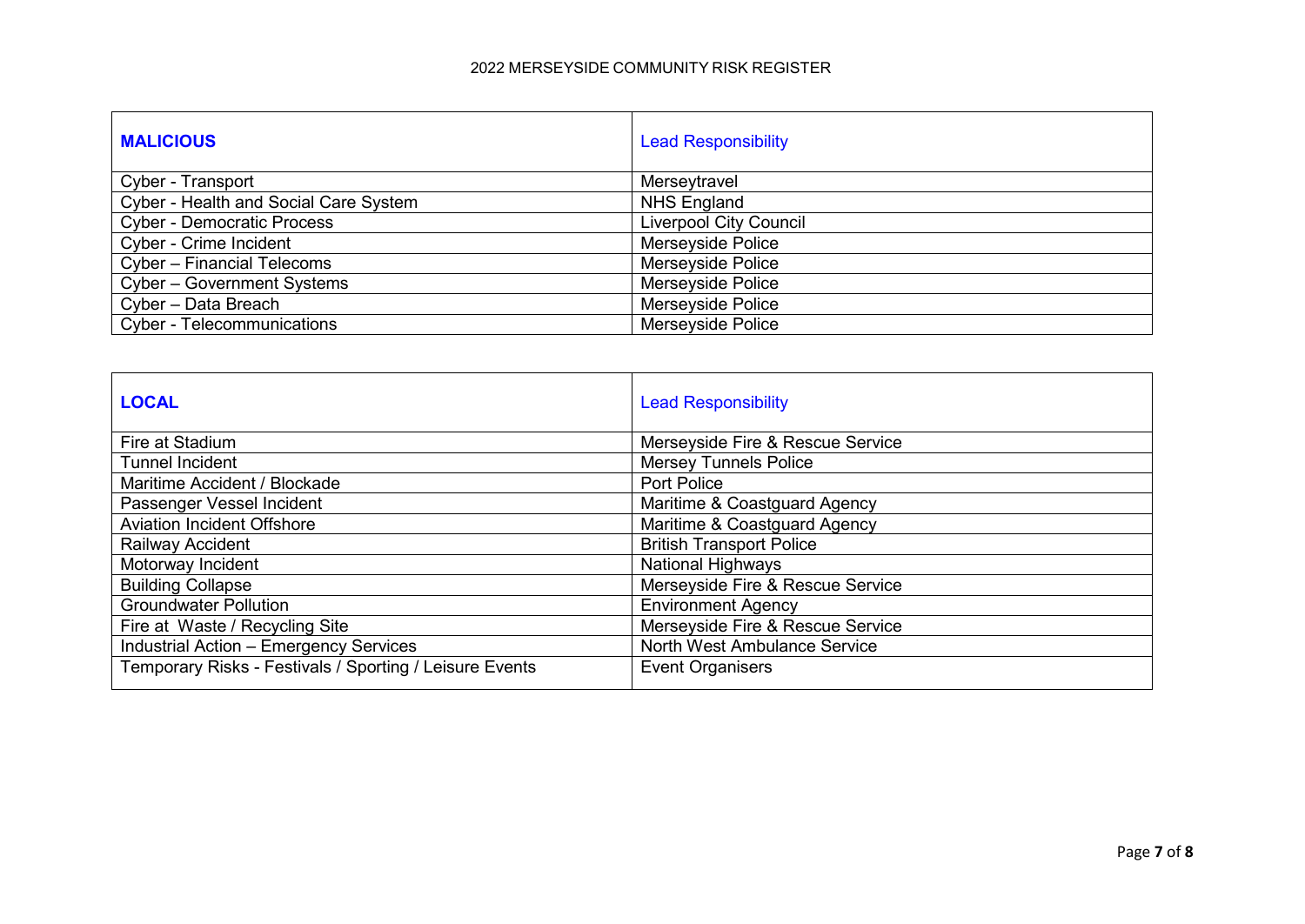| **MALICIOUS** | Lead Responsibility |
| --- | --- |
| Cyber - Transport | Merseytravel |
| Cyber - Health and Social Care System | NHS England |
| Cyber - Democratic Process | Liverpool City Council |
| Cyber - Crime Incident | Merseyside Police |
| Cyber – Financial Telecoms | Merseyside Police |
| Cyber – Government Systems | Merseyside Police |
| Cyber – Data Breach | Merseyside Police |
| Cyber - Telecommunications | Merseyside Police |

| **LOCAL** | Lead Responsibility |
| --- | --- |
| Fire at Stadium | Merseyside Fire & Rescue Service |
| Tunnel Incident | Mersey Tunnels Police |
| Maritime Accident / Blockade | Port Police |
| Passenger Vessel Incident | Maritime & Coastguard Agency |
| Aviation Incident Offshore | Maritime & Coastguard Agency |
| Railway Accident | British Transport Police |
| Motorway Incident | National Highways |
| Building Collapse | Merseyside Fire & Rescue Service |
| Groundwater Pollution | Environment Agency |
| Fire at Waste / Recycling Site | Merseyside Fire & Rescue Service |
| Industrial Action – Emergency Services | North West Ambulance Service |
| Temporary Risks - Festivals / Sporting / Leisure Events | Event Organisers |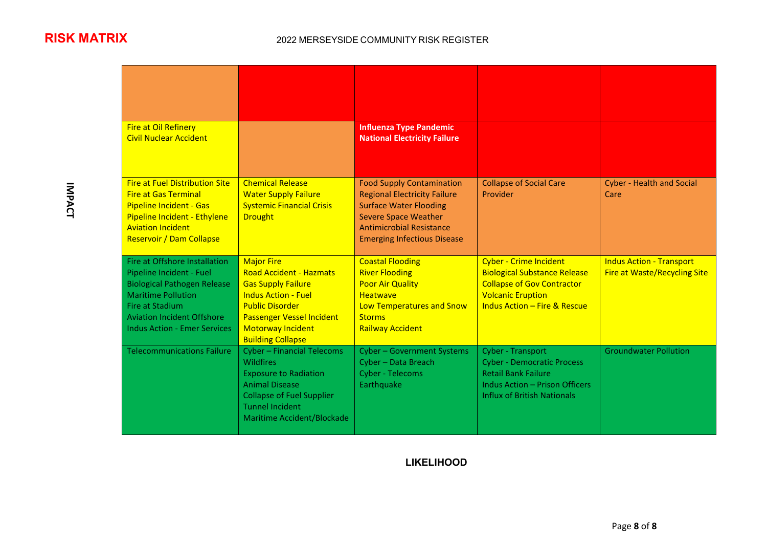# RISK MATRIX

2022 MERSEYSIDE COMMUNITY RISK REGISTER

IMPACT

| | | | | |
|---|---|---|---|---|
| | | | | |
| Fire at Oil Refinery<br>Civil Nuclear Accident | | **Influenza Type Pandemic**<br>**National Electricity Failure** | | |
| Fire at Fuel Distribution Site<br>Fire at Gas Terminal<br>Pipeline Incident - Gas<br>Pipeline Incident - Ethylene<br>Aviation Incident<br>Reservoir / Dam Collapse | Chemical Release<br>Water Supply Failure<br>Systemic Financial Crisis<br>Drought | Food Supply Contamination<br>Regional Electricity Failure<br>Surface Water Flooding<br>Severe Space Weather<br>Antimicrobial Resistance<br>Emerging Infectious Disease | Collapse of Social Care Provider | Cyber - Health and Social Care |
| Fire at Offshore Installation<br>Pipeline Incident - Fuel<br>Biological Pathogen Release<br>Maritime Pollution<br>Fire at Stadium<br>Aviation Incident Offshore<br>Indus Action - Emer Services | Major Fire<br>Road Accident - Hazmats<br>Gas Supply Failure<br>Indus Action - Fuel<br>Public Disorder<br>Passenger Vessel Incident<br>Motorway Incident<br>Building Collapse | Coastal Flooding<br>River Flooding<br>Poor Air Quality<br>Heatwave<br>Low Temperatures and Snow<br>Storms<br>Railway Accident | Cyber - Crime Incident<br>Biological Substance Release<br>Collapse of Gov Contractor<br>Volcanic Eruption<br>Indus Action – Fire & Rescue | Indus Action - Transport<br>Fire at Waste/Recycling Site |
| Telecommunications Failure | Cyber – Financial Telecoms<br>Wildfires<br>Exposure to Radiation<br>Animal Disease<br>Collapse of Fuel Supplier<br>Tunnel Incident<br>Maritime Accident/Blockade | Cyber – Government Systems<br>Cyber – Data Breach<br>Cyber - Telecoms<br>Earthquake | Cyber - Transport<br>Cyber - Democratic Process<br>Retail Bank Failure<br>Indus Action – Prison Officers<br>Influx of British Nationals | Groundwater Pollution |

LIKELIHOOD